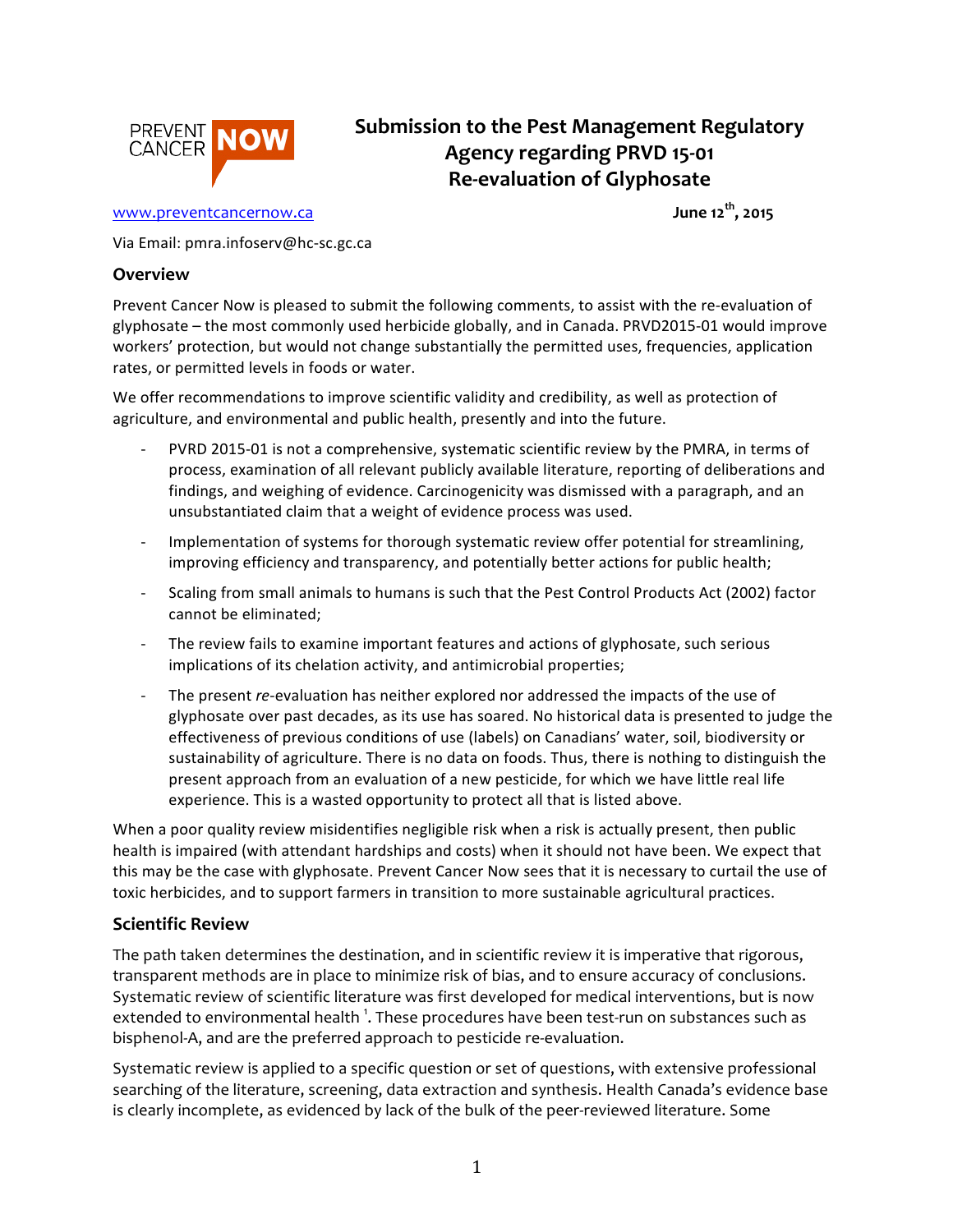PREVENT CANCER NOW

# Submission to the Pest Management Regulatory Agency regarding PRVD 15-01 Re-evaluation of Glyphosate

www.preventcancernow.ca

**June 12th, 2015**

Via Email: pmra.infoserv@hc-sc.gc.ca

## Overview

Prevent Cancer Now is pleased to submit the following comments, to assist with the re-evaluation of glyphosate – the most commonly used herbicide globally, and in Canada. PRVD2015-01 would improve workers' protection, but would not change substantially the permitted uses, frequencies, application rates, or permitted levels in foods or water.

We offer recommendations to improve scientific validity and credibility, as well as protection of agriculture, and environmental and public health, presently and into the future.

- PVRD 2015-01 is not a comprehensive, systematic scientific review by the PMRA, in terms of process, examination of all relevant publicly available literature, reporting of deliberations and findings, and weighing of evidence. Carcinogenicity was dismissed with a paragraph, and an unsubstantiated claim that a weight of evidence process was used.
- Implementation of systems for thorough systematic review offer potential for streamlining, improving efficiency and transparency, and potentially better actions for public health;
- Scaling from small animals to humans is such that the Pest Control Products Act (2002) factor cannot be eliminated;
- The review fails to examine important features and actions of glyphosate, such serious implications of its chelation activity, and antimicrobial properties;
- The present *re*-evaluation has neither explored nor addressed the impacts of the use of glyphosate over past decades, as its use has soared. No historical data is presented to judge the effectiveness of previous conditions of use (labels) on Canadians' water, soil, biodiversity or sustainability of agriculture. There is no data on foods. Thus, there is nothing to distinguish the present approach from an evaluation of a new pesticide, for which we have little real life experience. This is a wasted opportunity to protect all that is listed above.

When a poor quality review misidentifies negligible risk when a risk is actually present, then public health is impaired (with attendant hardships and costs) when it should not have been. We expect that this may be the case with glyphosate. Prevent Cancer Now sees that it is necessary to curtail the use of toxic herbicides, and to support farmers in transition to more sustainable agricultural practices.

## Scientific Review

The path taken determines the destination, and in scientific review it is imperative that rigorous, transparent methods are in place to minimize risk of bias, and to ensure accuracy of conclusions. Systematic review of scientific literature was first developed for medical interventions, but is now extended to environmental health [1]. These procedures have been test-run on substances such as bisphenol-A, and are the preferred approach to pesticide re-evaluation.

Systematic review is applied to a specific question or set of questions, with extensive professional searching of the literature, screening, data extraction and synthesis. Health Canada's evidence base is clearly incomplete, as evidenced by lack of the bulk of the peer-reviewed literature. Some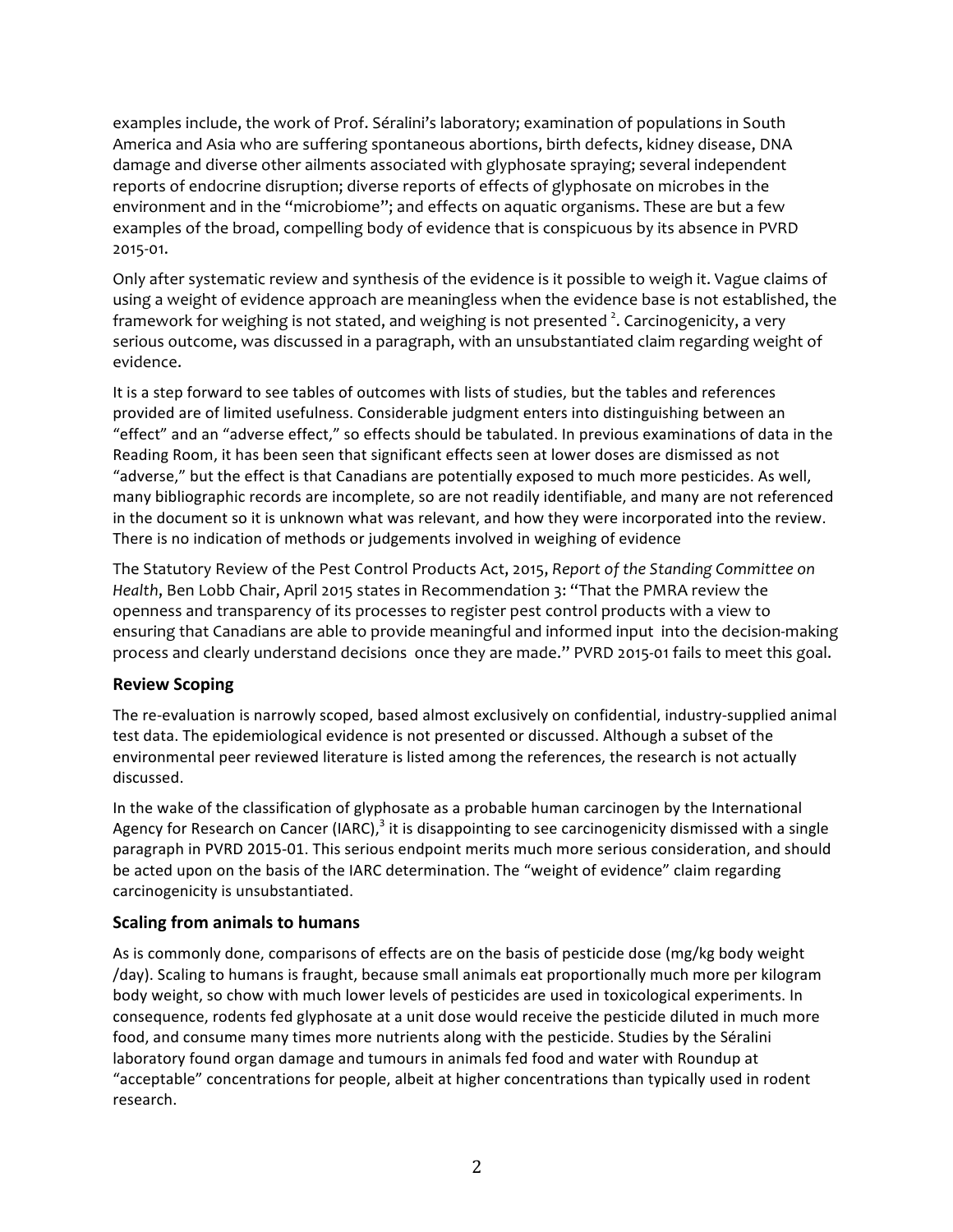examples include, the work of Prof. Séralini's laboratory; examination of populations in South America and Asia who are suffering spontaneous abortions, birth defects, kidney disease, DNA damage and diverse other ailments associated with glyphosate spraying; several independent reports of endocrine disruption; diverse reports of effects of glyphosate on microbes in the environment and in the "microbiome"; and effects on aquatic organisms. These are but a few examples of the broad, compelling body of evidence that is conspicuous by its absence in PVRD 2015-01.

Only after systematic review and synthesis of the evidence is it possible to weigh it. Vague claims of using a weight of evidence approach are meaningless when the evidence base is not established, the framework for weighing is not stated, and weighing is not presented [2]. Carcinogenicity, a very serious outcome, was discussed in a paragraph, with an unsubstantiated claim regarding weight of evidence.

It is a step forward to see tables of outcomes with lists of studies, but the tables and references provided are of limited usefulness. Considerable judgment enters into distinguishing between an "effect" and an "adverse effect," so effects should be tabulated. In previous examinations of data in the Reading Room, it has been seen that significant effects seen at lower doses are dismissed as not "adverse," but the effect is that Canadians are potentially exposed to much more pesticides. As well, many bibliographic records are incomplete, so are not readily identifiable, and many are not referenced in the document so it is unknown what was relevant, and how they were incorporated into the review. There is no indication of methods or judgements involved in weighing of evidence

The Statutory Review of the Pest Control Products Act, 2015, *Report of the Standing Committee on Health*, Ben Lobb Chair, April 2015 states in Recommendation 3: "That the PMRA review the openness and transparency of its processes to register pest control products with a view to ensuring that Canadians are able to provide meaningful and informed input into the decision-making process and clearly understand decisions once they are made." PVRD 2015-01 fails to meet this goal.

## Review Scoping

The re-evaluation is narrowly scoped, based almost exclusively on confidential, industry-supplied animal test data. The epidemiological evidence is not presented or discussed. Although a subset of the environmental peer reviewed literature is listed among the references, the research is not actually discussed.

In the wake of the classification of glyphosate as a probable human carcinogen by the International Agency for Research on Cancer (IARC),[3] it is disappointing to see carcinogenicity dismissed with a single paragraph in PVRD 2015-01. This serious endpoint merits much more serious consideration, and should be acted upon on the basis of the IARC determination. The "weight of evidence" claim regarding carcinogenicity is unsubstantiated.

## Scaling from animals to humans

As is commonly done, comparisons of effects are on the basis of pesticide dose (mg/kg body weight /day). Scaling to humans is fraught, because small animals eat proportionally much more per kilogram body weight, so chow with much lower levels of pesticides are used in toxicological experiments. In consequence, rodents fed glyphosate at a unit dose would receive the pesticide diluted in much more food, and consume many times more nutrients along with the pesticide. Studies by the Séralini laboratory found organ damage and tumours in animals fed food and water with Roundup at "acceptable" concentrations for people, albeit at higher concentrations than typically used in rodent research.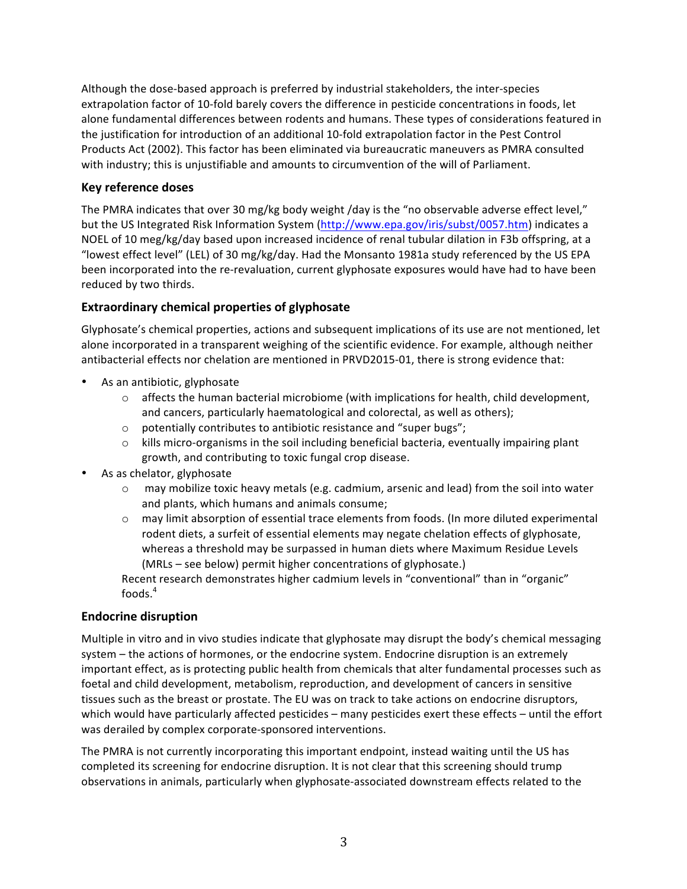Although the dose-based approach is preferred by industrial stakeholders, the inter-species extrapolation factor of 10-fold barely covers the difference in pesticide concentrations in foods, let alone fundamental differences between rodents and humans. These types of considerations featured in the justification for introduction of an additional 10-fold extrapolation factor in the Pest Control Products Act (2002). This factor has been eliminated via bureaucratic maneuvers as PMRA consulted with industry; this is unjustifiable and amounts to circumvention of the will of Parliament.

### Key reference doses

The PMRA indicates that over 30 mg/kg body weight /day is the "no observable adverse effect level," but the US Integrated Risk Information System (http://www.epa.gov/iris/subst/0057.htm) indicates a NOEL of 10 meg/kg/day based upon increased incidence of renal tubular dilation in F3b offspring, at a "lowest effect level" (LEL) of 30 mg/kg/day. Had the Monsanto 1981a study referenced by the US EPA been incorporated into the re-revaluation, current glyphosate exposures would have had to have been reduced by two thirds.

### Extraordinary chemical properties of glyphosate

Glyphosate's chemical properties, actions and subsequent implications of its use are not mentioned, let alone incorporated in a transparent weighing of the scientific evidence. For example, although neither antibacterial effects nor chelation are mentioned in PRVD2015-01, there is strong evidence that:

- As an antibiotic, glyphosate
  - affects the human bacterial microbiome (with implications for health, child development, and cancers, particularly haematological and colorectal, as well as others);
  - potentially contributes to antibiotic resistance and "super bugs";
  - kills micro-organisms in the soil including beneficial bacteria, eventually impairing plant growth, and contributing to toxic fungal crop disease.
- As as chelator, glyphosate
  - may mobilize toxic heavy metals (e.g. cadmium, arsenic and lead) from the soil into water and plants, which humans and animals consume;
  - may limit absorption of essential trace elements from foods. (In more diluted experimental rodent diets, a surfeit of essential elements may negate chelation effects of glyphosate, whereas a threshold may be surpassed in human diets where Maximum Residue Levels (MRLs – see below) permit higher concentrations of glyphosate.)

  Recent research demonstrates higher cadmium levels in "conventional" than in "organic" foods.[4]

### Endocrine disruption

Multiple in vitro and in vivo studies indicate that glyphosate may disrupt the body's chemical messaging system – the actions of hormones, or the endocrine system. Endocrine disruption is an extremely important effect, as is protecting public health from chemicals that alter fundamental processes such as foetal and child development, metabolism, reproduction, and development of cancers in sensitive tissues such as the breast or prostate. The EU was on track to take actions on endocrine disruptors, which would have particularly affected pesticides – many pesticides exert these effects – until the effort was derailed by complex corporate-sponsored interventions.

The PMRA is not currently incorporating this important endpoint, instead waiting until the US has completed its screening for endocrine disruption. It is not clear that this screening should trump observations in animals, particularly when glyphosate-associated downstream effects related to the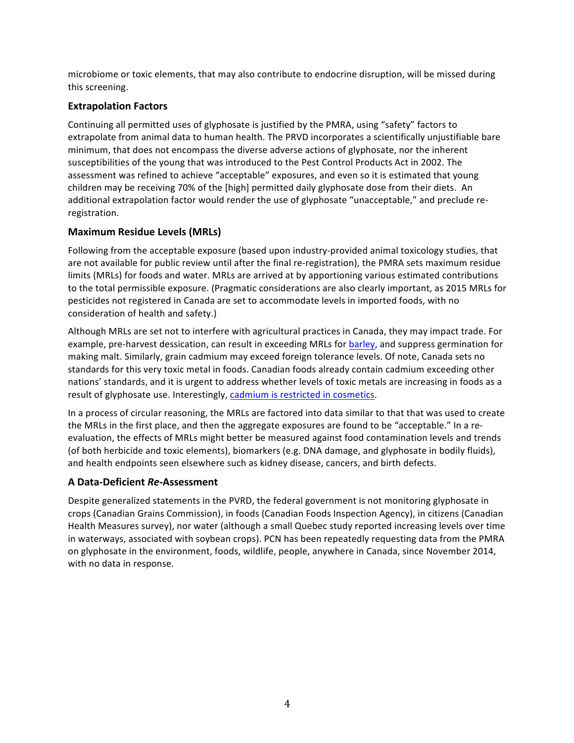microbiome or toxic elements, that may also contribute to endocrine disruption, will be missed during this screening.

## Extrapolation Factors

Continuing all permitted uses of glyphosate is justified by the PMRA, using "safety" factors to extrapolate from animal data to human health. The PRVD incorporates a scientifically unjustifiable bare minimum, that does not encompass the diverse adverse actions of glyphosate, nor the inherent susceptibilities of the young that was introduced to the Pest Control Products Act in 2002. The assessment was refined to achieve "acceptable" exposures, and even so it is estimated that young children may be receiving 70% of the [high] permitted daily glyphosate dose from their diets. An additional extrapolation factor would render the use of glyphosate "unacceptable," and preclude re-registration.

## Maximum Residue Levels (MRLs)

Following from the acceptable exposure (based upon industry-provided animal toxicology studies, that are not available for public review until after the final re-registration), the PMRA sets maximum residue limits (MRLs) for foods and water. MRLs are arrived at by apportioning various estimated contributions to the total permissible exposure. (Pragmatic considerations are also clearly important, as 2015 MRLs for pesticides not registered in Canada are set to accommodate levels in imported foods, with no consideration of health and safety.)

Although MRLs are set not to interfere with agricultural practices in Canada, they may impact trade. For example, pre-harvest dessication, can result in exceeding MRLs for barley, and suppress germination for making malt. Similarly, grain cadmium may exceed foreign tolerance levels. Of note, Canada sets no standards for this very toxic metal in foods. Canadian foods already contain cadmium exceeding other nations' standards, and it is urgent to address whether levels of toxic metals are increasing in foods as a result of glyphosate use. Interestingly, cadmium is restricted in cosmetics.

In a process of circular reasoning, the MRLs are factored into data similar to that that was used to create the MRLs in the first place, and then the aggregate exposures are found to be "acceptable." In a re-evaluation, the effects of MRLs might better be measured against food contamination levels and trends (of both herbicide and toxic elements), biomarkers (e.g. DNA damage, and glyphosate in bodily fluids), and health endpoints seen elsewhere such as kidney disease, cancers, and birth defects.

## A Data-Deficient *Re*-Assessment

Despite generalized statements in the PVRD, the federal government is not monitoring glyphosate in crops (Canadian Grains Commission), in foods (Canadian Foods Inspection Agency), in citizens (Canadian Health Measures survey), nor water (although a small Quebec study reported increasing levels over time in waterways, associated with soybean crops). PCN has been repeatedly requesting data from the PMRA on glyphosate in the environment, foods, wildlife, people, anywhere in Canada, since November 2014, with no data in response.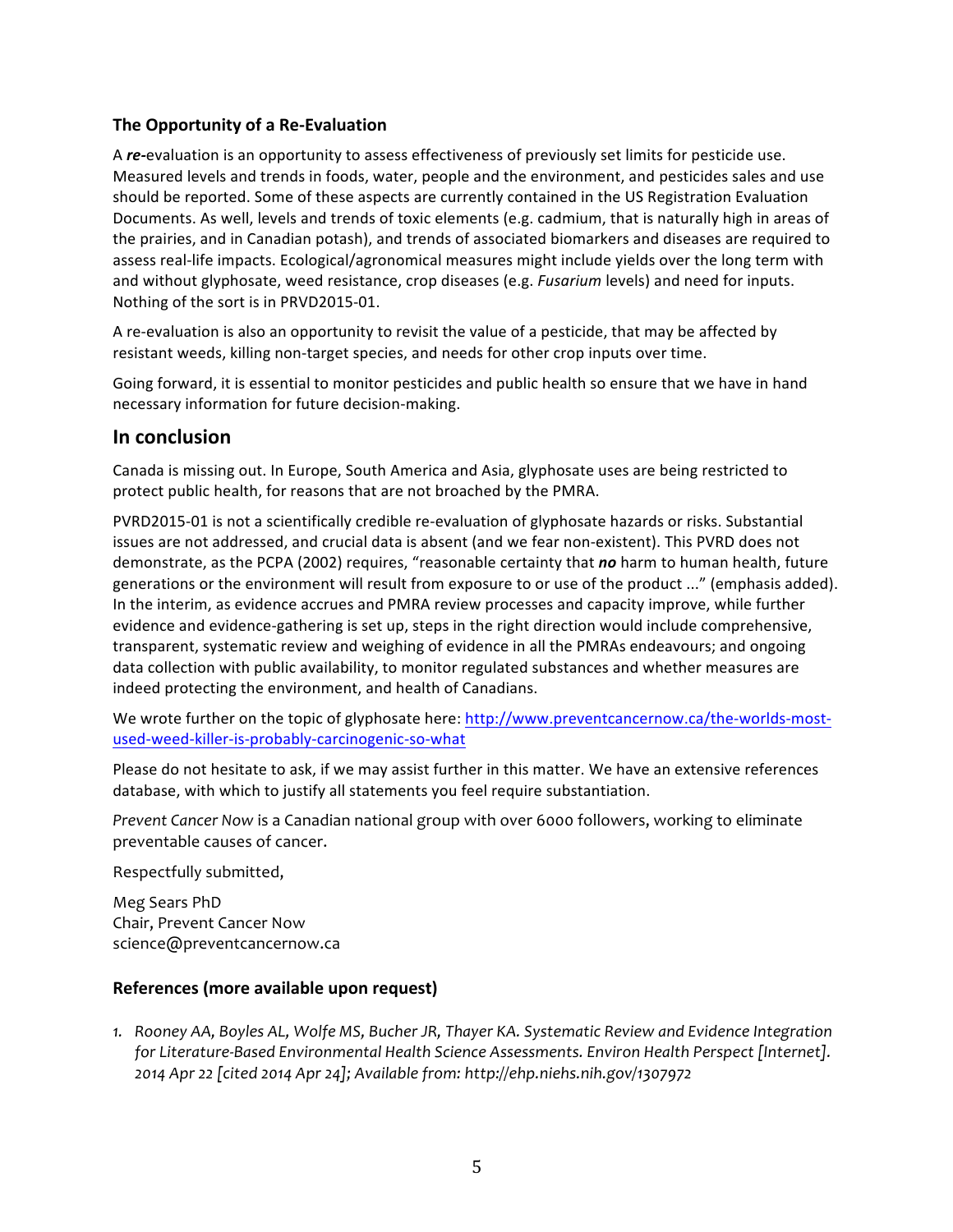### The Opportunity of a Re-Evaluation

A ***re***-evaluation is an opportunity to assess effectiveness of previously set limits for pesticide use. Measured levels and trends in foods, water, people and the environment, and pesticides sales and use should be reported. Some of these aspects are currently contained in the US Registration Evaluation Documents. As well, levels and trends of toxic elements (e.g. cadmium, that is naturally high in areas of the prairies, and in Canadian potash), and trends of associated biomarkers and diseases are required to assess real-life impacts. Ecological/agronomical measures might include yields over the long term with and without glyphosate, weed resistance, crop diseases (e.g. *Fusarium* levels) and need for inputs. Nothing of the sort is in PRVD2015-01.

A re-evaluation is also an opportunity to revisit the value of a pesticide, that may be affected by resistant weeds, killing non-target species, and needs for other crop inputs over time.

Going forward, it is essential to monitor pesticides and public health so ensure that we have in hand necessary information for future decision-making.

## In conclusion

Canada is missing out. In Europe, South America and Asia, glyphosate uses are being restricted to protect public health, for reasons that are not broached by the PMRA.

PVRD2015-01 is not a scientifically credible re-evaluation of glyphosate hazards or risks. Substantial issues are not addressed, and crucial data is absent (and we fear non-existent). This PVRD does not demonstrate, as the PCPA (2002) requires, "reasonable certainty that ***no*** harm to human health, future generations or the environment will result from exposure to or use of the product ..." (emphasis added). In the interim, as evidence accrues and PMRA review processes and capacity improve, while further evidence and evidence-gathering is set up, steps in the right direction would include comprehensive, transparent, systematic review and weighing of evidence in all the PMRAs endeavours; and ongoing data collection with public availability, to monitor regulated substances and whether measures are indeed protecting the environment, and health of Canadians.

We wrote further on the topic of glyphosate here: [http://www.preventcancernow.ca/the-worlds-most-used-weed-killer-is-probably-carcinogenic-so-what](http://www.preventcancernow.ca/the-worlds-most-used-weed-killer-is-probably-carcinogenic-so-what)

Please do not hesitate to ask, if we may assist further in this matter. We have an extensive references database, with which to justify all statements you feel require substantiation.

*Prevent Cancer Now* is a Canadian national group with over 6000 followers, working to eliminate preventable causes of cancer.

Respectfully submitted,

Meg Sears PhD
Chair, Prevent Cancer Now
science@preventcancernow.ca

### References (more available upon request)

1. *Rooney AA, Boyles AL, Wolfe MS, Bucher JR, Thayer KA. Systematic Review and Evidence Integration for Literature-Based Environmental Health Science Assessments. Environ Health Perspect [Internet]. 2014 Apr 22 [cited 2014 Apr 24]; Available from: http://ehp.niehs.nih.gov/1307972*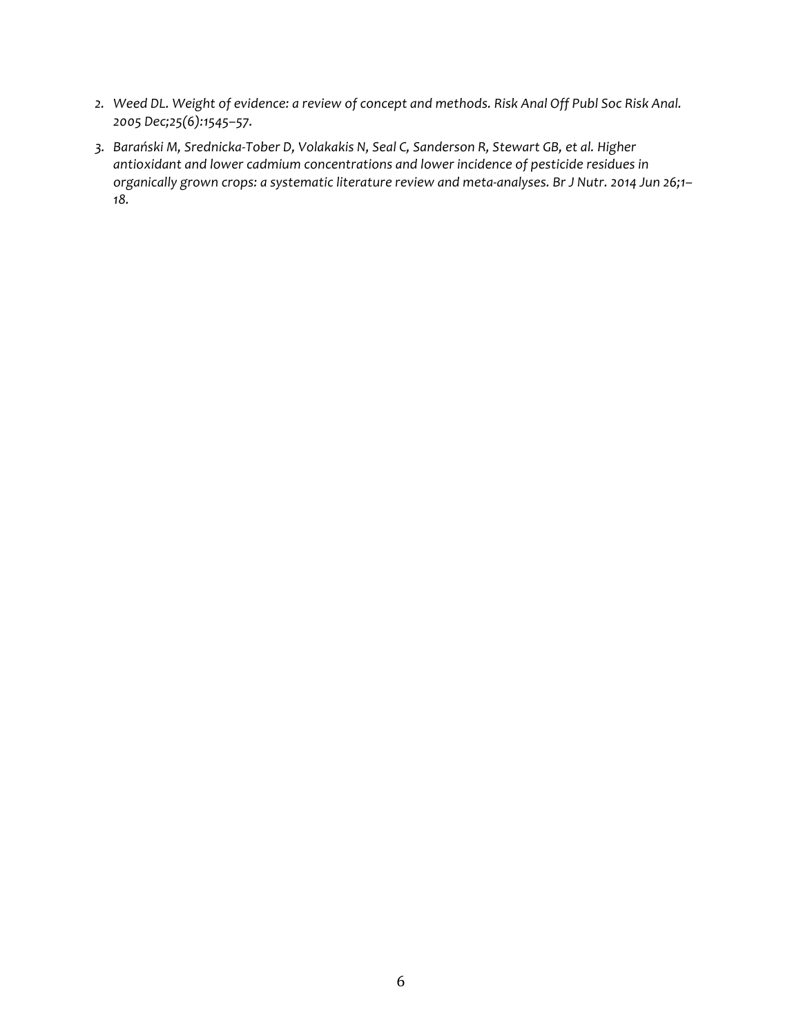2. *Weed DL. Weight of evidence: a review of concept and methods. Risk Anal Off Publ Soc Risk Anal. 2005 Dec;25(6):1545–57.*
3. *Barański M, Srednicka-Tober D, Volakakis N, Seal C, Sanderson R, Stewart GB, et al. Higher antioxidant and lower cadmium concentrations and lower incidence of pesticide residues in organically grown crops: a systematic literature review and meta-analyses. Br J Nutr. 2014 Jun 26;1–18.*